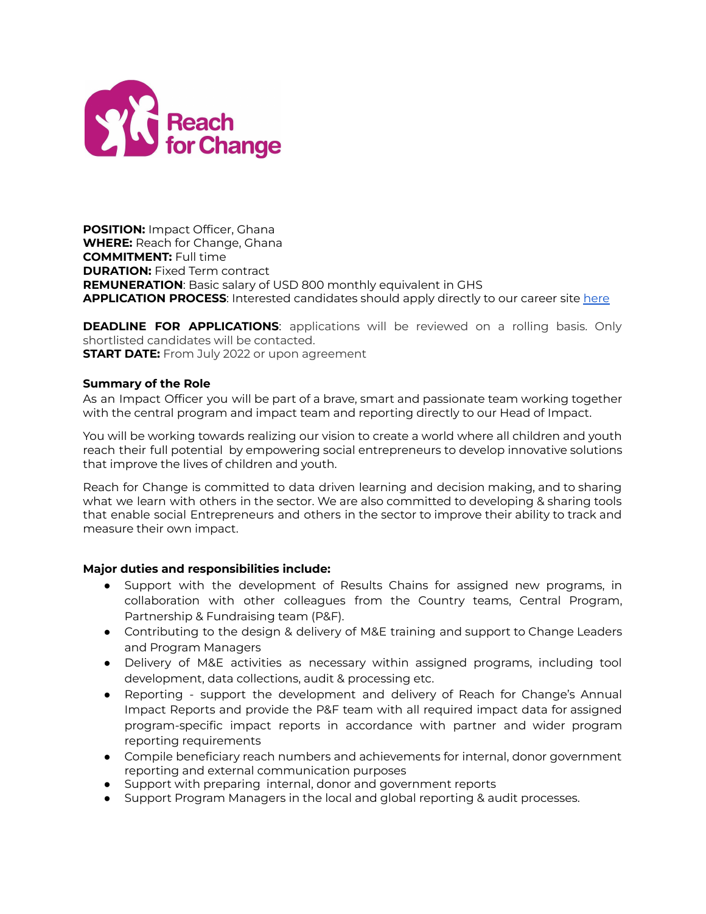**POSITION:** Impact Officer, Ghana
**WHERE:** Reach for Change, Ghana
**COMMITMENT:** Full time
**DURATION:** Fixed Term contract
**REMUNERATION**: Basic salary of USD 800 monthly equivalent in GHS
**APPLICATION PROCESS**: Interested candidates should apply directly to our career site here

**DEADLINE FOR APPLICATIONS**: applications will be reviewed on a rolling basis. Only shortlisted candidates will be contacted.
**START DATE:** From July 2022 or upon agreement

**Summary of the Role**

As an Impact Officer you will be part of a brave, smart and passionate team working together with the central program and impact team and reporting directly to our Head of Impact.

You will be working towards realizing our vision to create a world where all children and youth reach their full potential by empowering social entrepreneurs to develop innovative solutions that improve the lives of children and youth.

Reach for Change is committed to data driven learning and decision making, and to sharing what we learn with others in the sector. We are also committed to developing & sharing tools that enable social Entrepreneurs and others in the sector to improve their ability to track and measure their own impact.

**Major duties and responsibilities include:**

- Support with the development of Results Chains for assigned new programs, in collaboration with other colleagues from the Country teams, Central Program, Partnership & Fundraising team (P&F).
- Contributing to the design & delivery of M&E training and support to Change Leaders and Program Managers
- Delivery of M&E activities as necessary within assigned programs, including tool development, data collections, audit & processing etc.
- Reporting - support the development and delivery of Reach for Change's Annual Impact Reports and provide the P&F team with all required impact data for assigned program-specific impact reports in accordance with partner and wider program reporting requirements
- Compile beneficiary reach numbers and achievements for internal, donor government reporting and external communication purposes
- Support with preparing internal, donor and government reports
- Support Program Managers in the local and global reporting & audit processes.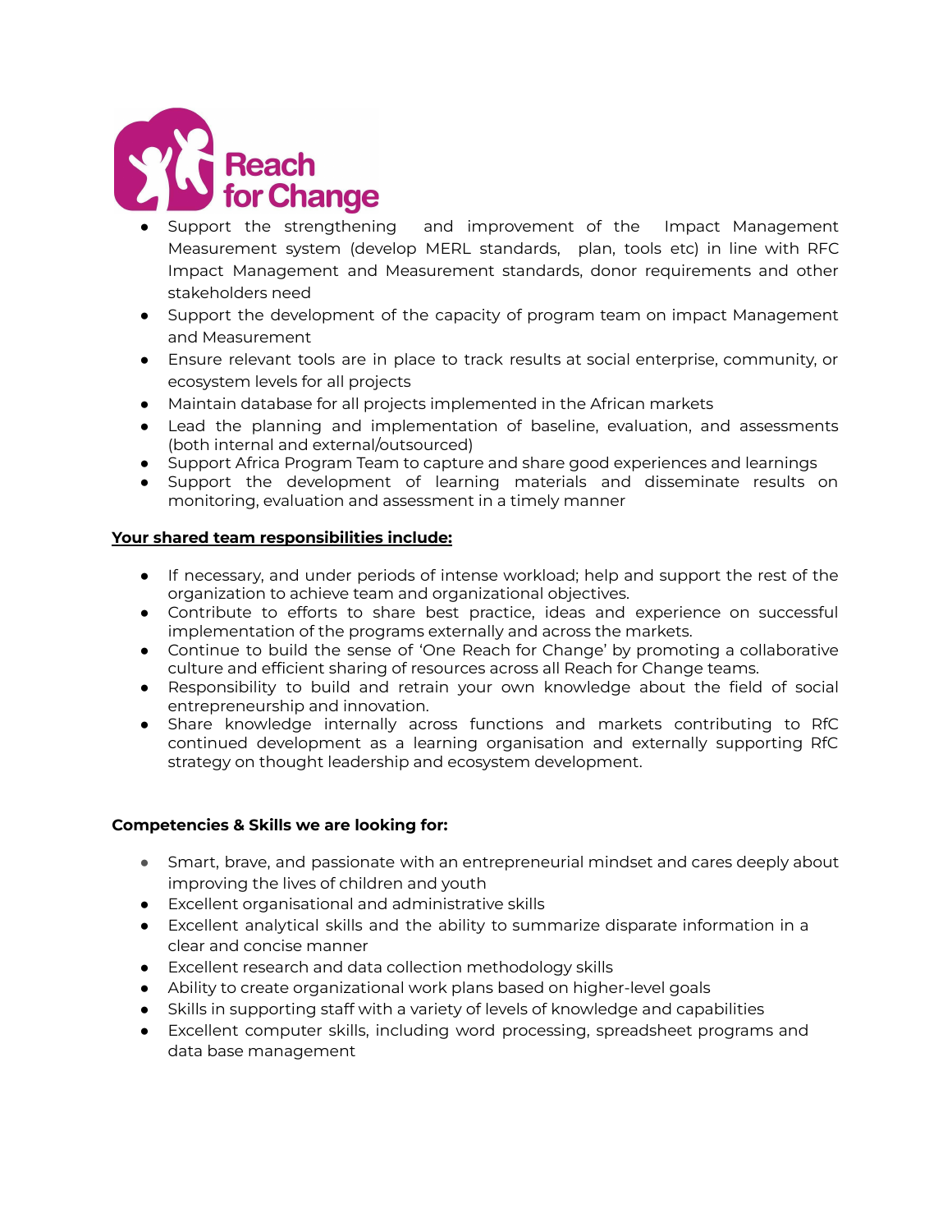- Support the strengthening and improvement of the Impact Management Measurement system (develop MERL standards, plan, tools etc) in line with RFC Impact Management and Measurement standards, donor requirements and other stakeholders need
- Support the development of the capacity of program team on impact Management and Measurement
- Ensure relevant tools are in place to track results at social enterprise, community, or ecosystem levels for all projects
- Maintain database for all projects implemented in the African markets
- Lead the planning and implementation of baseline, evaluation, and assessments (both internal and external/outsourced)
- Support Africa Program Team to capture and share good experiences and learnings
- Support the development of learning materials and disseminate results on monitoring, evaluation and assessment in a timely manner

**Your shared team responsibilities include:**

- If necessary, and under periods of intense workload; help and support the rest of the organization to achieve team and organizational objectives.
- Contribute to efforts to share best practice, ideas and experience on successful implementation of the programs externally and across the markets.
- Continue to build the sense of 'One Reach for Change' by promoting a collaborative culture and efficient sharing of resources across all Reach for Change teams.
- Responsibility to build and retrain your own knowledge about the field of social entrepreneurship and innovation.
- Share knowledge internally across functions and markets contributing to RfC continued development as a learning organisation and externally supporting RfC strategy on thought leadership and ecosystem development.

**Competencies & Skills we are looking for:**

- Smart, brave, and passionate with an entrepreneurial mindset and cares deeply about improving the lives of children and youth
- Excellent organisational and administrative skills
- Excellent analytical skills and the ability to summarize disparate information in a clear and concise manner
- Excellent research and data collection methodology skills
- Ability to create organizational work plans based on higher-level goals
- Skills in supporting staff with a variety of levels of knowledge and capabilities
- Excellent computer skills, including word processing, spreadsheet programs and data base management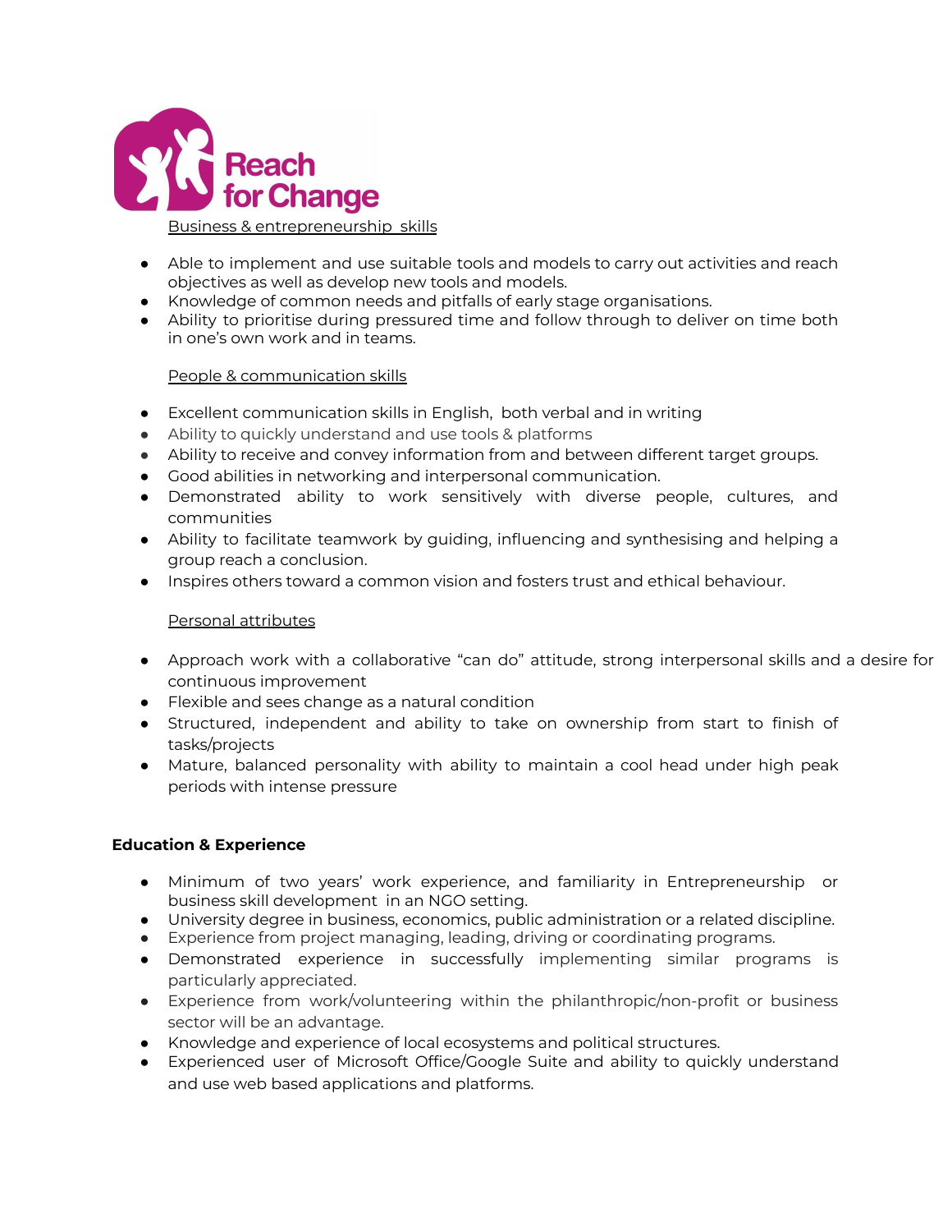Business & entrepreneurship skills

- Able to implement and use suitable tools and models to carry out activities and reach objectives as well as develop new tools and models.
- Knowledge of common needs and pitfalls of early stage organisations.
- Ability to prioritise during pressured time and follow through to deliver on time both in one's own work and in teams.

People & communication skills

- Excellent communication skills in English, both verbal and in writing
- Ability to quickly understand and use tools & platforms
- Ability to receive and convey information from and between different target groups.
- Good abilities in networking and interpersonal communication.
- Demonstrated ability to work sensitively with diverse people, cultures, and communities
- Ability to facilitate teamwork by guiding, influencing and synthesising and helping a group reach a conclusion.
- Inspires others toward a common vision and fosters trust and ethical behaviour.

Personal attributes

- Approach work with a collaborative "can do" attitude, strong interpersonal skills and a desire for continuous improvement
- Flexible and sees change as a natural condition
- Structured, independent and ability to take on ownership from start to finish of tasks/projects
- Mature, balanced personality with ability to maintain a cool head under high peak periods with intense pressure

**Education & Experience**

- Minimum of two years' work experience, and familiarity in Entrepreneurship or business skill development in an NGO setting.
- University degree in business, economics, public administration or a related discipline.
- Experience from project managing, leading, driving or coordinating programs.
- Demonstrated experience in successfully implementing similar programs is particularly appreciated.
- Experience from work/volunteering within the philanthropic/non-profit or business sector will be an advantage.
- Knowledge and experience of local ecosystems and political structures.
- Experienced user of Microsoft Office/Google Suite and ability to quickly understand and use web based applications and platforms.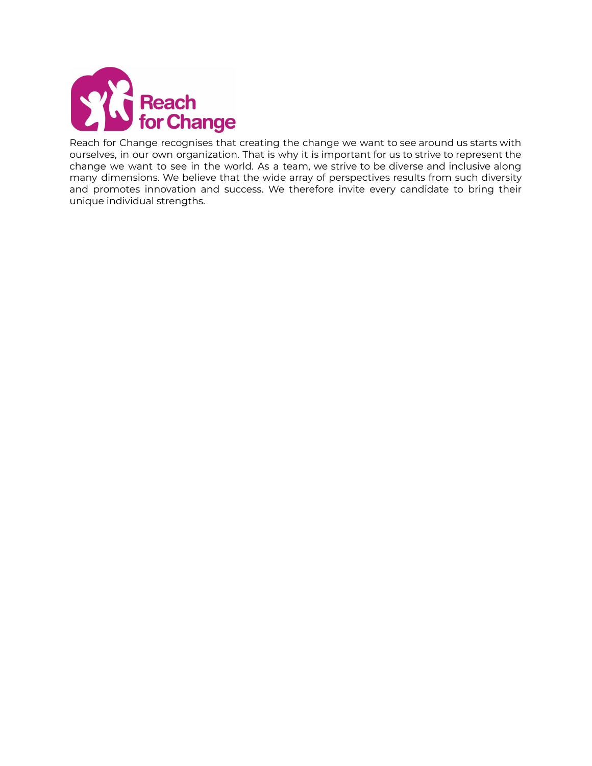Reach for Change recognises that creating the change we want to see around us starts with ourselves, in our own organization. That is why it is important for us to strive to represent the change we want to see in the world. As a team, we strive to be diverse and inclusive along many dimensions. We believe that the wide array of perspectives results from such diversity and promotes innovation and success. We therefore invite every candidate to bring their unique individual strengths.